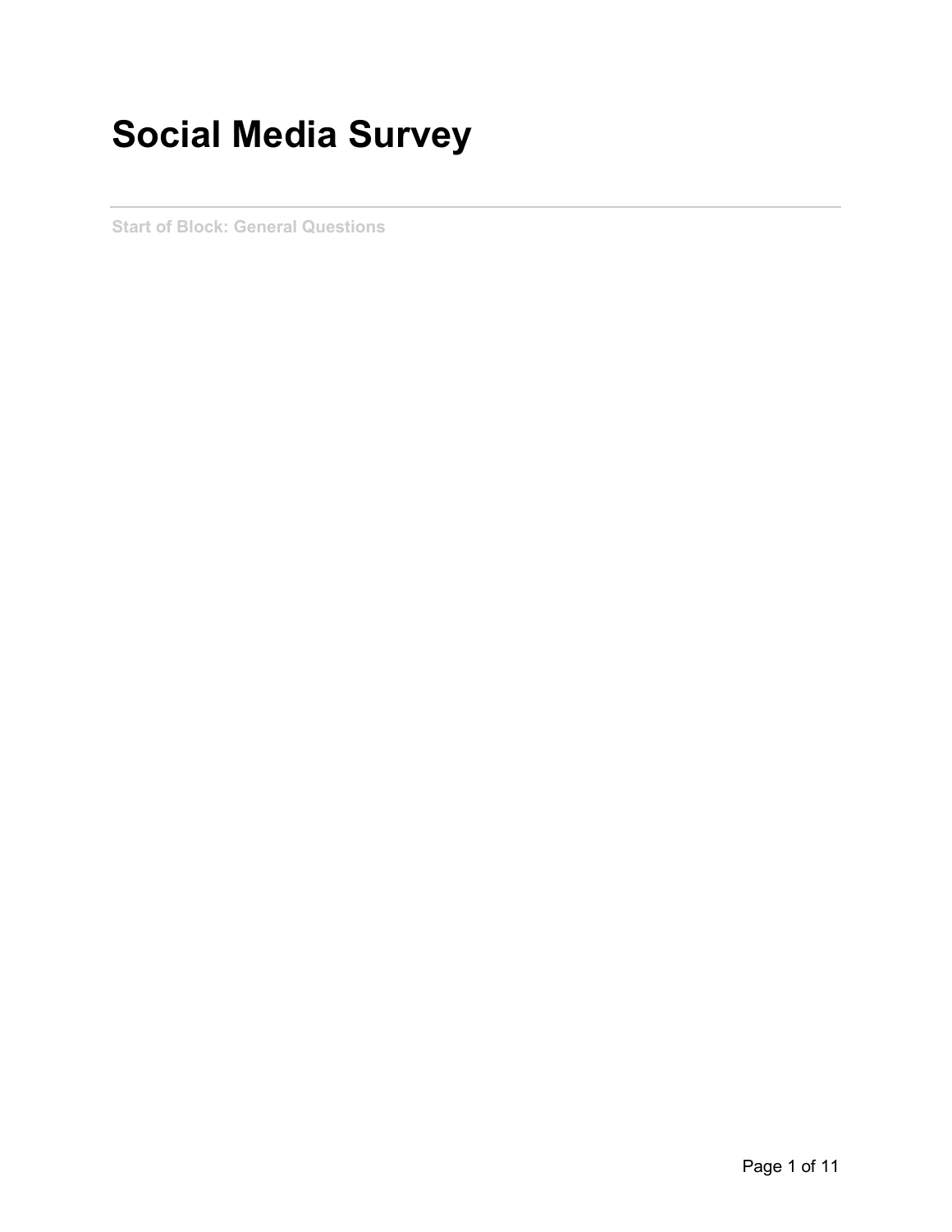# Social Media Survey

---

Start of Block: General Questions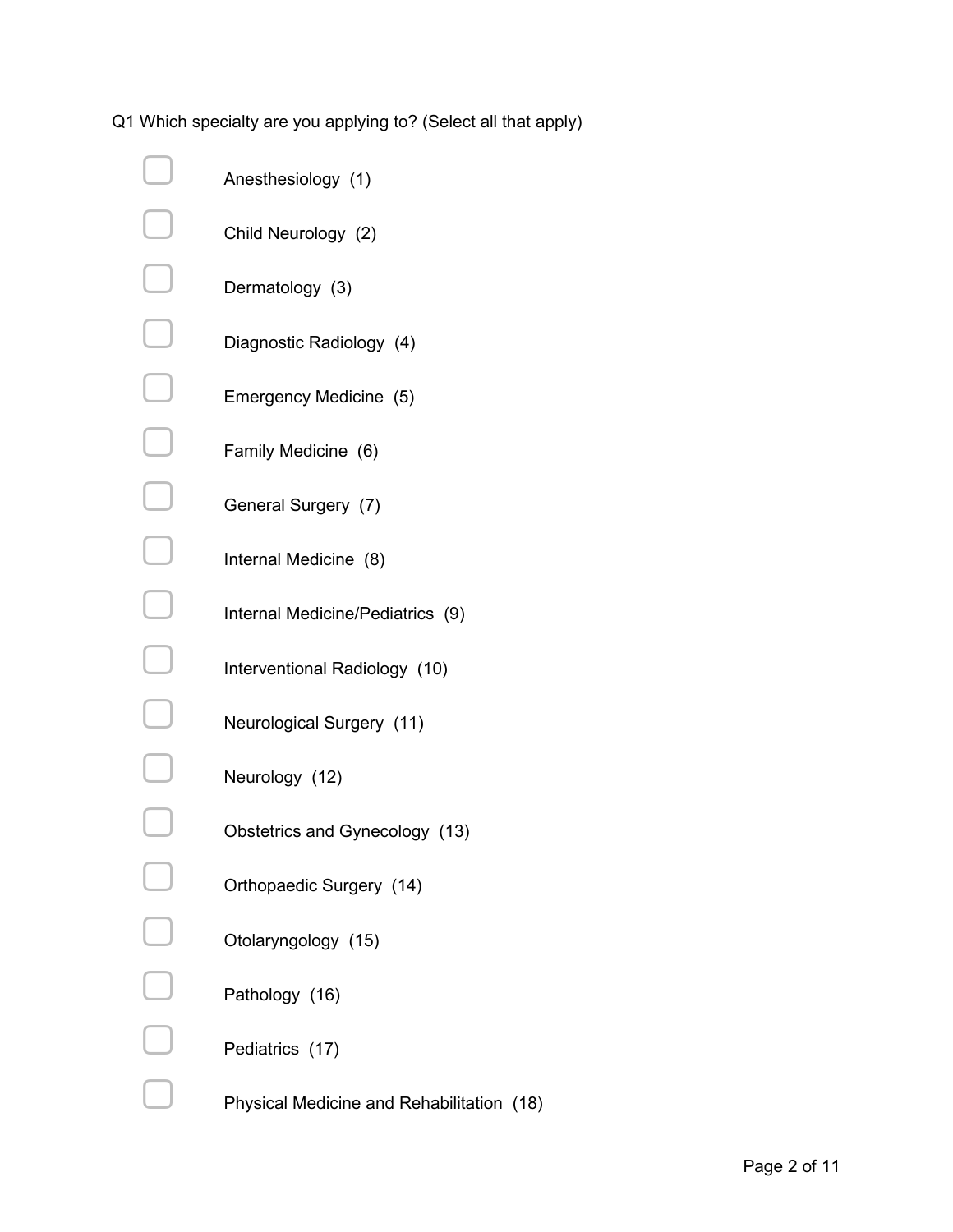Q1 Which specialty are you applying to? (Select all that apply)

- [ ] Anesthesiology (1)
- [ ] Child Neurology (2)
- [ ] Dermatology (3)
- [ ] Diagnostic Radiology (4)
- [ ] Emergency Medicine (5)
- [ ] Family Medicine (6)
- [ ] General Surgery (7)
- [ ] Internal Medicine (8)
- [ ] Internal Medicine/Pediatrics (9)
- [ ] Interventional Radiology (10)
- [ ] Neurological Surgery (11)
- [ ] Neurology (12)
- [ ] Obstetrics and Gynecology (13)
- [ ] Orthopaedic Surgery (14)
- [ ] Otolaryngology (15)
- [ ] Pathology (16)
- [ ] Pediatrics (17)
- [ ] Physical Medicine and Rehabilitation (18)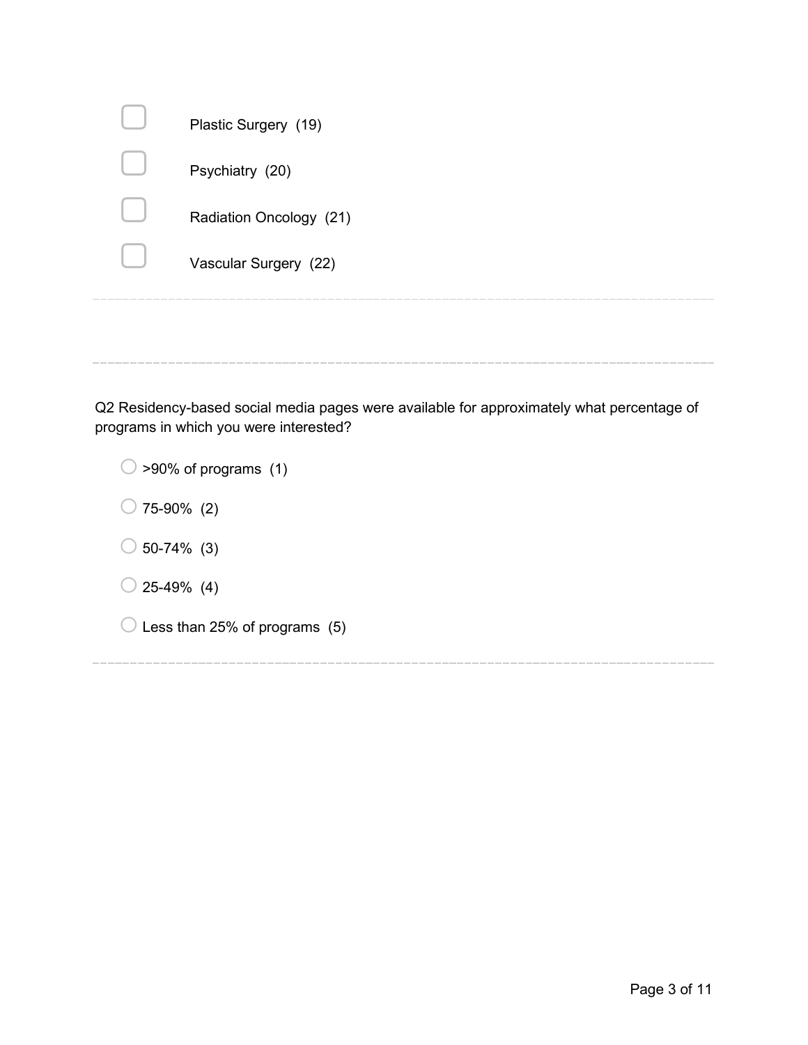- [ ] Plastic Surgery (19)
- [ ] Psychiatry (20)
- [ ] Radiation Oncology (21)
- [ ] Vascular Surgery (22)

---

---

Q2 Residency-based social media pages were available for approximately what percentage of programs in which you were interested?

- ○ >90% of programs (1)
- ○ 75-90% (2)
- ○ 50-74% (3)
- ○ 25-49% (4)
- ○ Less than 25% of programs (5)

---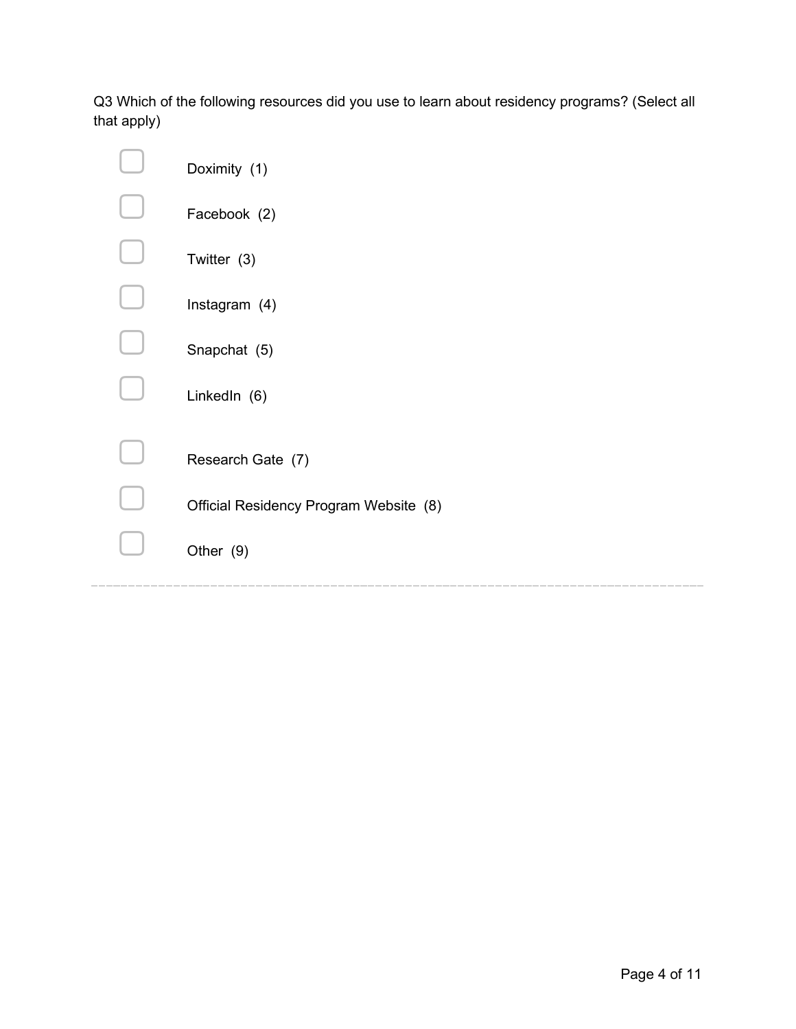Q3 Which of the following resources did you use to learn about residency programs? (Select all that apply)

- ☐ Doximity (1)
- ☐ Facebook (2)
- ☐ Twitter (3)
- ☐ Instagram (4)
- ☐ Snapchat (5)
- ☐ LinkedIn (6)
- ☐ Research Gate (7)
- ☐ Official Residency Program Website (8)
- ☐ Other (9)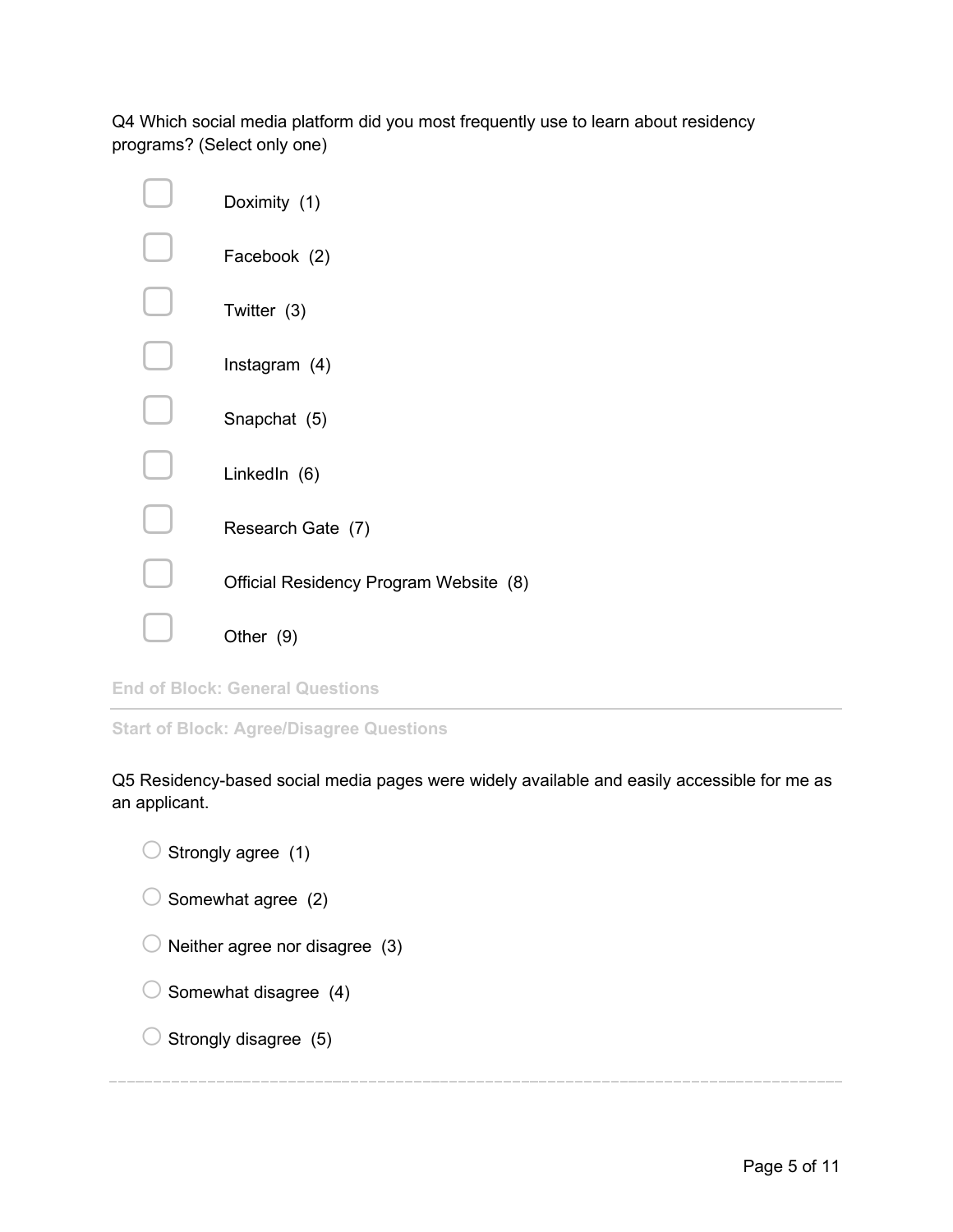Q4 Which social media platform did you most frequently use to learn about residency programs? (Select only one)

- ▢ Doximity (1)
- ▢ Facebook (2)
- ▢ Twitter (3)
- ▢ Instagram (4)
- ▢ Snapchat (5)
- ▢ LinkedIn (6)
- ▢ Research Gate (7)
- ▢ Official Residency Program Website (8)
- ▢ Other (9)

**End of Block: General Questions**

---

**Start of Block: Agree/Disagree Questions**

Q5 Residency-based social media pages were widely available and easily accessible for me as an applicant.

- ○ Strongly agree (1)
- ○ Somewhat agree (2)
- ○ Neither agree nor disagree (3)
- ○ Somewhat disagree (4)
- ○ Strongly disagree (5)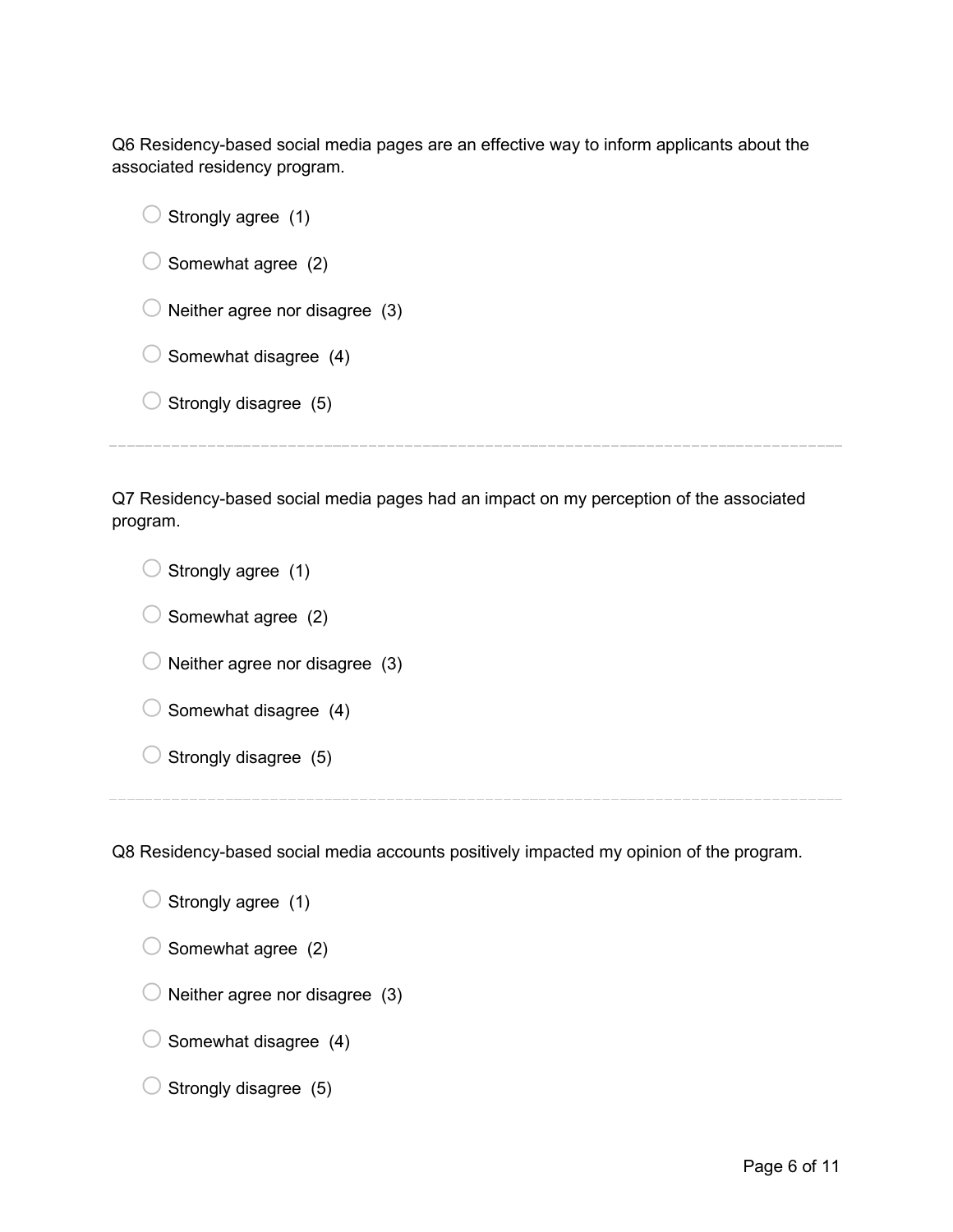Q6 Residency-based social media pages are an effective way to inform applicants about the associated residency program.

- ○ Strongly agree (1)
- ○ Somewhat agree (2)
- ○ Neither agree nor disagree (3)
- ○ Somewhat disagree (4)
- ○ Strongly disagree (5)

---

Q7 Residency-based social media pages had an impact on my perception of the associated program.

- ○ Strongly agree (1)
- ○ Somewhat agree (2)
- ○ Neither agree nor disagree (3)
- ○ Somewhat disagree (4)
- ○ Strongly disagree (5)

---

Q8 Residency-based social media accounts positively impacted my opinion of the program.

- ○ Strongly agree (1)
- ○ Somewhat agree (2)
- ○ Neither agree nor disagree (3)
- ○ Somewhat disagree (4)
- ○ Strongly disagree (5)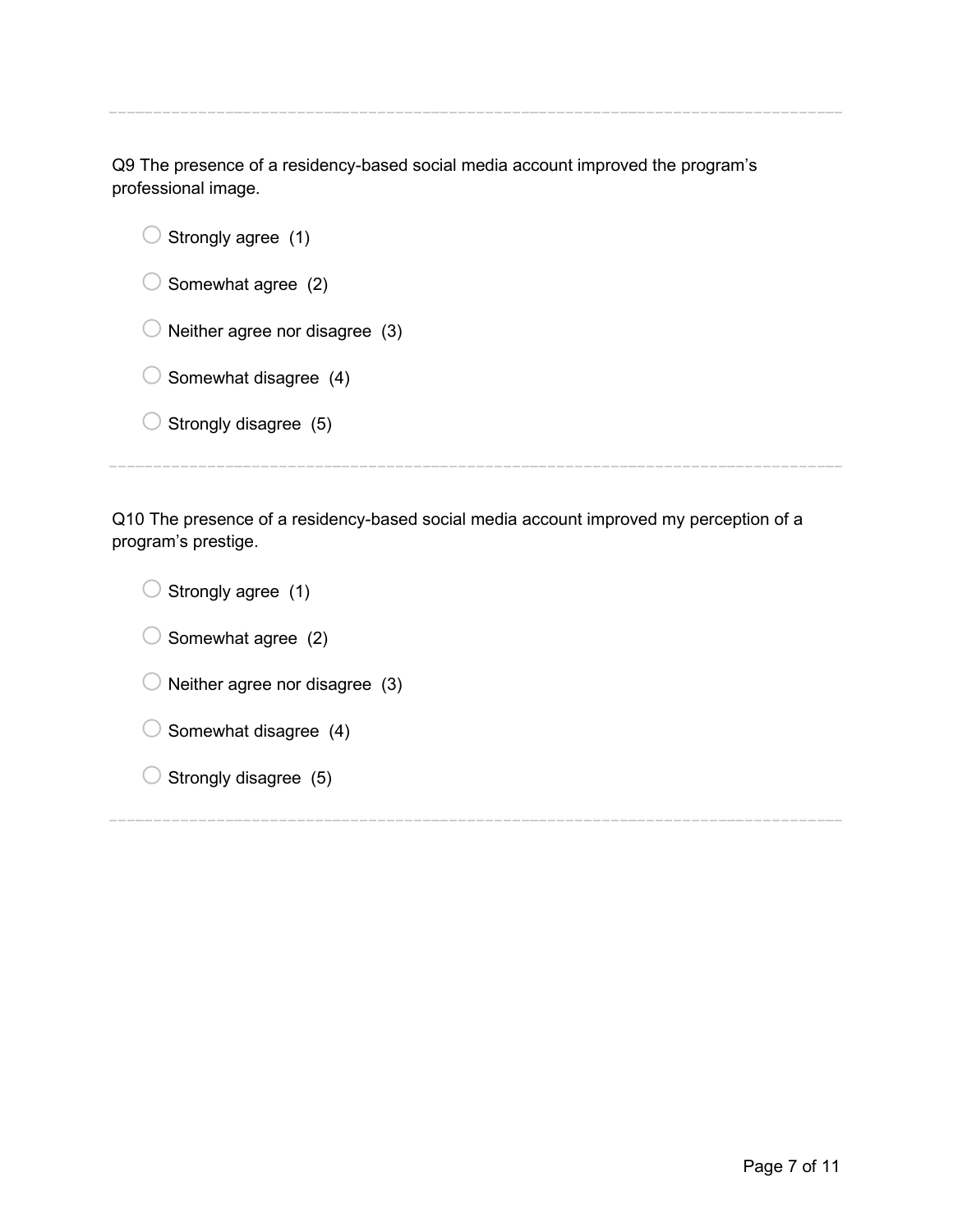Q9 The presence of a residency-based social media account improved the program's professional image.

- Strongly agree (1)
- Somewhat agree (2)
- Neither agree nor disagree (3)
- Somewhat disagree (4)
- Strongly disagree (5)

---

Q10 The presence of a residency-based social media account improved my perception of a program's prestige.

- Strongly agree (1)
- Somewhat agree (2)
- Neither agree nor disagree (3)
- Somewhat disagree (4)
- Strongly disagree (5)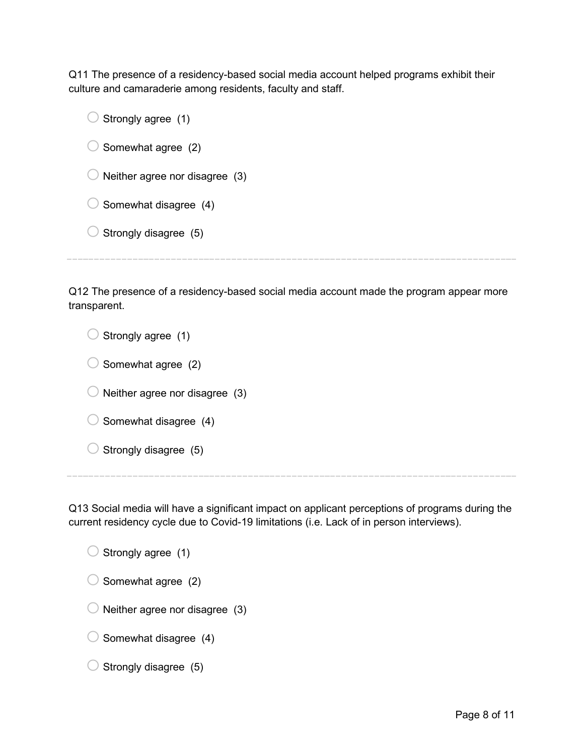Q11 The presence of a residency-based social media account helped programs exhibit their culture and camaraderie among residents, faculty and staff.

- ◯ Strongly agree (1)
- ◯ Somewhat agree (2)
- ◯ Neither agree nor disagree (3)
- ◯ Somewhat disagree (4)
- ◯ Strongly disagree (5)

---

Q12 The presence of a residency-based social media account made the program appear more transparent.

- ◯ Strongly agree (1)
- ◯ Somewhat agree (2)
- ◯ Neither agree nor disagree (3)
- ◯ Somewhat disagree (4)
- ◯ Strongly disagree (5)

---

Q13 Social media will have a significant impact on applicant perceptions of programs during the current residency cycle due to Covid-19 limitations (i.e. Lack of in person interviews).

- ◯ Strongly agree (1)
- ◯ Somewhat agree (2)
- ◯ Neither agree nor disagree (3)
- ◯ Somewhat disagree (4)
- ◯ Strongly disagree (5)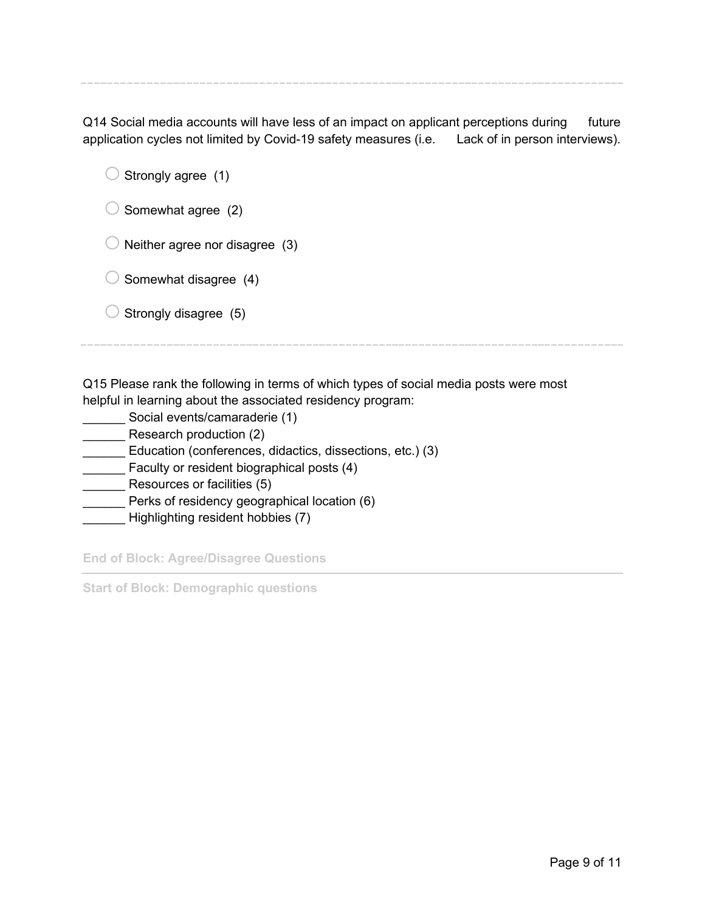---

Q14 Social media accounts will have less of an impact on applicant perceptions during future application cycles not limited by Covid-19 safety measures (i.e. Lack of in person interviews).

- ○ Strongly agree (1)
- ○ Somewhat agree (2)
- ○ Neither agree nor disagree (3)
- ○ Somewhat disagree (4)
- ○ Strongly disagree (5)

---

Q15 Please rank the following in terms of which types of social media posts were most helpful in learning about the associated residency program:

______ Social events/camaraderie (1)
______ Research production (2)
______ Education (conferences, didactics, dissections, etc.) (3)
______ Faculty or resident biographical posts (4)
______ Resources or facilities (5)
______ Perks of residency geographical location (6)
______ Highlighting resident hobbies (7)

**End of Block: Agree/Disagree Questions**

---

**Start of Block: Demographic questions**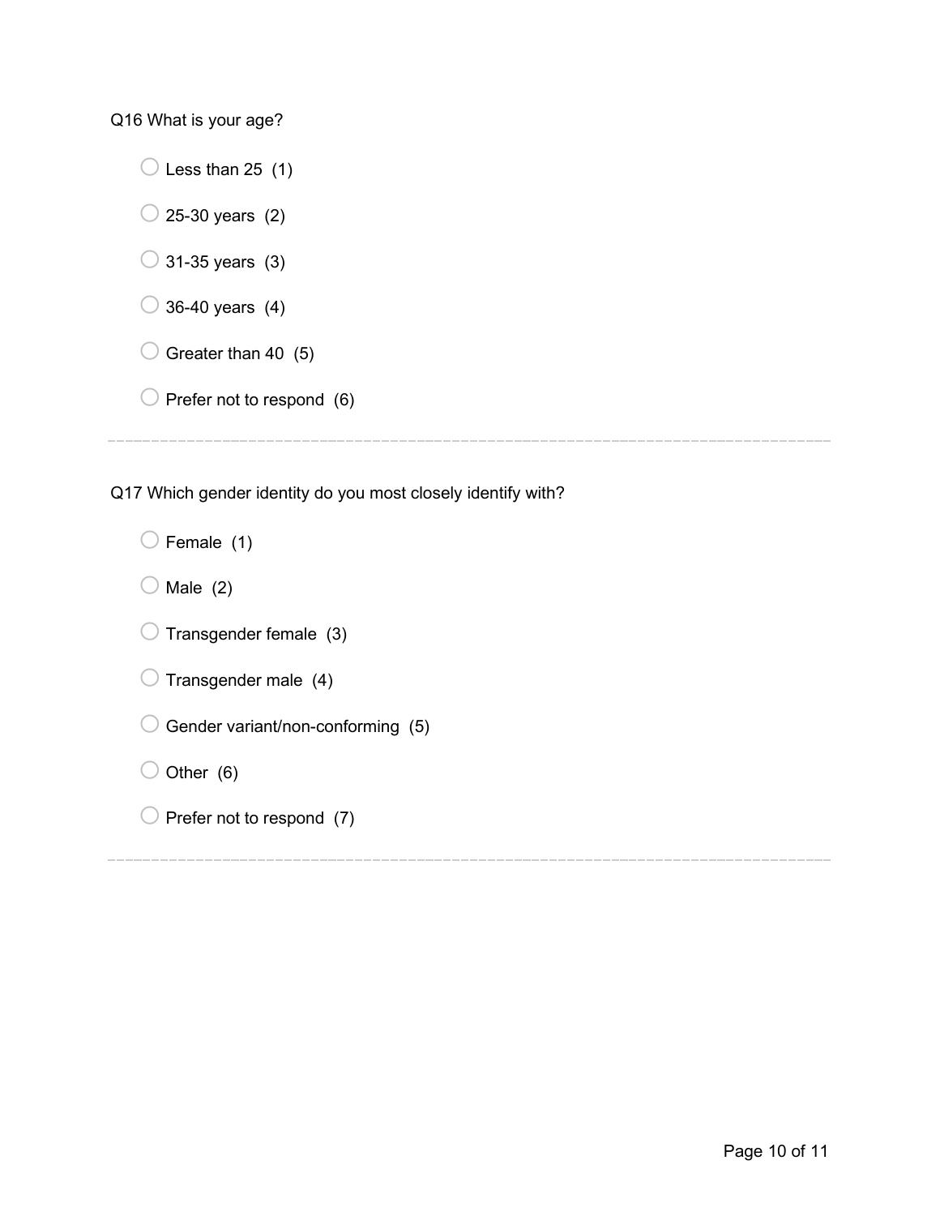Q16 What is your age?

- ○ Less than 25 (1)
- ○ 25-30 years (2)
- ○ 31-35 years (3)
- ○ 36-40 years (4)
- ○ Greater than 40 (5)
- ○ Prefer not to respond (6)

---

Q17 Which gender identity do you most closely identify with?

- ○ Female (1)
- ○ Male (2)
- ○ Transgender female (3)
- ○ Transgender male (4)
- ○ Gender variant/non-conforming (5)
- ○ Other (6)
- ○ Prefer not to respond (7)

---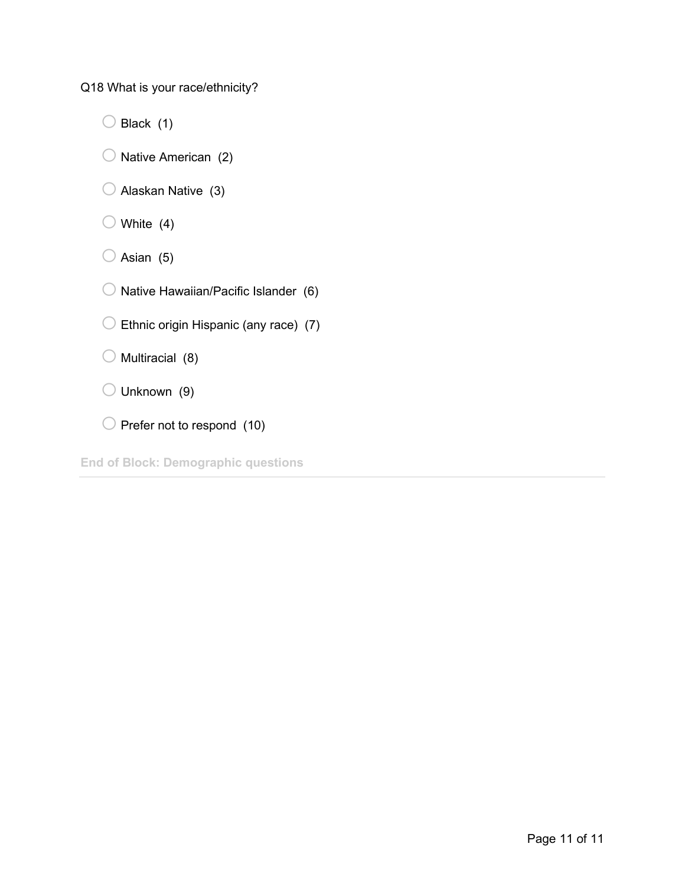Q18 What is your race/ethnicity?

- Black (1)
- Native American (2)
- Alaskan Native (3)
- White (4)
- Asian (5)
- Native Hawaiian/Pacific Islander (6)
- Ethnic origin Hispanic (any race) (7)
- Multiracial (8)
- Unknown (9)
- Prefer not to respond (10)

**End of Block: Demographic questions**

---